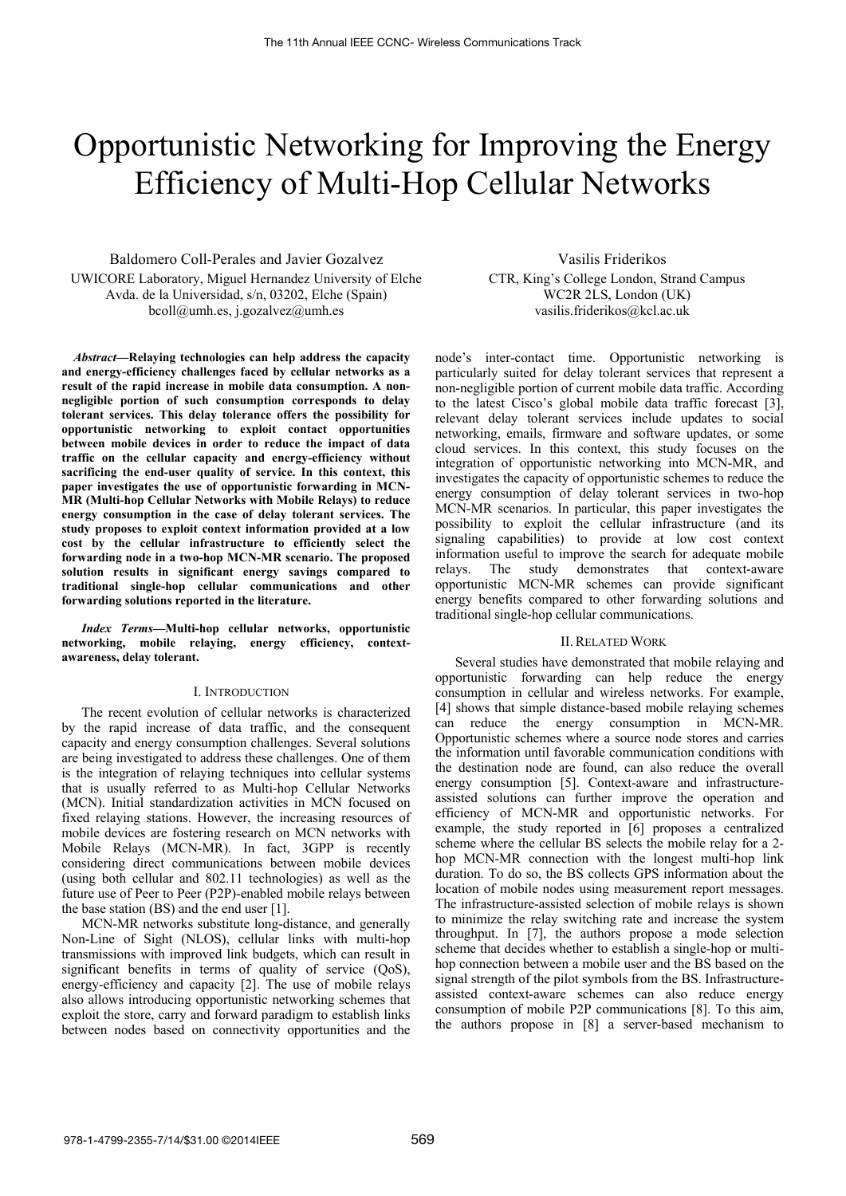# Opportunistic Networking for Improving the Energy Efficiency of Multi-Hop Cellular Networks

Baldomero Coll-Perales and Javier Gozalvez
UWICORE Laboratory, Miguel Hernandez University of Elche
Avda. de la Universidad, s/n, 03202, Elche (Spain)
bcoll@umh.es, j.gozalvez@umh.es

Vasilis Friderikos
CTR, King's College London, Strand Campus
WC2R 2LS, London (UK)
vasilis.friderikos@kcl.ac.uk

***Abstract*—Relaying technologies can help address the capacity and energy-efficiency challenges faced by cellular networks as a result of the rapid increase in mobile data consumption. A non-negligible portion of such consumption corresponds to delay tolerant services. This delay tolerance offers the possibility for opportunistic networking to exploit contact opportunities between mobile devices in order to reduce the impact of data traffic on the cellular capacity and energy-efficiency without sacrificing the end-user quality of service. In this context, this paper investigates the use of opportunistic forwarding in MCN-MR (Multi-hop Cellular Networks with Mobile Relays) to reduce energy consumption in the case of delay tolerant services. The study proposes to exploit context information provided at a low cost by the cellular infrastructure to efficiently select the forwarding node in a two-hop MCN-MR scenario. The proposed solution results in significant energy savings compared to traditional single-hop cellular communications and other forwarding solutions reported in the literature.**

***Index Terms*—Multi-hop cellular networks, opportunistic networking, mobile relaying, energy efficiency, context-awareness, delay tolerant.**

## I. Introduction

The recent evolution of cellular networks is characterized by the rapid increase of data traffic, and the consequent capacity and energy consumption challenges. Several solutions are being investigated to address these challenges. One of them is the integration of relaying techniques into cellular systems that is usually referred to as Multi-hop Cellular Networks (MCN). Initial standardization activities in MCN focused on fixed relaying stations. However, the increasing resources of mobile devices are fostering research on MCN networks with Mobile Relays (MCN-MR). In fact, 3GPP is recently considering direct communications between mobile devices (using both cellular and 802.11 technologies) as well as the future use of Peer to Peer (P2P)-enabled mobile relays between the base station (BS) and the end user [1].

MCN-MR networks substitute long-distance, and generally Non-Line of Sight (NLOS), cellular links with multi-hop transmissions with improved link budgets, which can result in significant benefits in terms of quality of service (QoS), energy-efficiency and capacity [2]. The use of mobile relays also allows introducing opportunistic networking schemes that exploit the store, carry and forward paradigm to establish links between nodes based on connectivity opportunities and the node's inter-contact time. Opportunistic networking is particularly suited for delay tolerant services that represent a non-negligible portion of current mobile data traffic. According to the latest Cisco's global mobile data traffic forecast [3], relevant delay tolerant services include updates to social networking, emails, firmware and software updates, or some cloud services. In this context, this study focuses on the integration of opportunistic networking into MCN-MR, and investigates the capacity of opportunistic schemes to reduce the energy consumption of delay tolerant services in two-hop MCN-MR scenarios. In particular, this paper investigates the possibility to exploit the cellular infrastructure (and its signaling capabilities) to provide at low cost context information useful to improve the search for adequate mobile relays. The study demonstrates that context-aware opportunistic MCN-MR schemes can provide significant energy benefits compared to other forwarding solutions and traditional single-hop cellular communications.

## II. Related Work

Several studies have demonstrated that mobile relaying and opportunistic forwarding can help reduce the energy consumption in cellular and wireless networks. For example, [4] shows that simple distance-based mobile relaying schemes can reduce the energy consumption in MCN-MR. Opportunistic schemes where a source node stores and carries the information until favorable communication conditions with the destination node are found, can also reduce the overall energy consumption [5]. Context-aware and infrastructure-assisted solutions can further improve the operation and efficiency of MCN-MR and opportunistic networks. For example, the study reported in [6] proposes a centralized scheme where the cellular BS selects the mobile relay for a 2-hop MCN-MR connection with the longest multi-hop link duration. To do so, the BS collects GPS information about the location of mobile nodes using measurement report messages. The infrastructure-assisted selection of mobile relays is shown to minimize the relay switching rate and increase the system throughput. In [7], the authors propose a mode selection scheme that decides whether to establish a single-hop or multi-hop connection between a mobile user and the BS based on the signal strength of the pilot symbols from the BS. Infrastructure-assisted context-aware schemes can also reduce energy consumption of mobile P2P communications [8]. To this aim, the authors propose in [8] a server-based mechanism to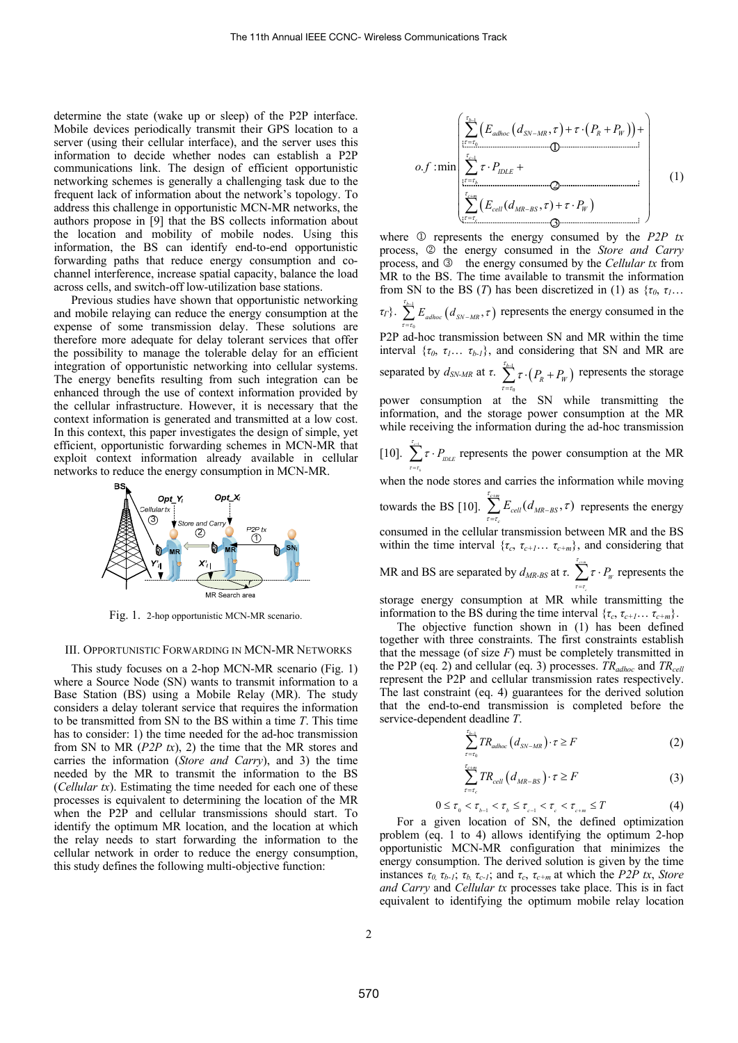determine the state (wake up or sleep) of the P2P interface. Mobile devices periodically transmit their GPS location to a server (using their cellular interface), and the server uses this information to decide whether nodes can establish a P2P communications link. The design of efficient opportunistic networking schemes is generally a challenging task due to the frequent lack of information about the network's topology. To address this challenge in opportunistic MCN-MR networks, the authors propose in [9] that the BS collects information about the location and mobility of mobile nodes. Using this information, the BS can identify end-to-end opportunistic forwarding paths that reduce energy consumption and co-channel interference, increase spatial capacity, balance the load across cells, and switch-off low-utilization base stations.

Previous studies have shown that opportunistic networking and mobile relaying can reduce the energy consumption at the expense of some transmission delay. These solutions are therefore more adequate for delay tolerant services that offer the possibility to manage the tolerable delay for an efficient integration of opportunistic networking into cellular systems. The energy benefits resulting from such integration can be enhanced through the use of context information provided by the cellular infrastructure. However, it is necessary that the context information is generated and transmitted at a low cost. In this context, this paper investigates the design of simple, yet efficient, opportunistic forwarding schemes in MCN-MR that exploit context information already available in cellular networks to reduce the energy consumption in MCN-MR.

Fig. 1. 2-hop opportunistic MCN-MR scenario.

## III. Opportunistic Forwarding in MCN-MR Networks

This study focuses on a 2-hop MCN-MR scenario (Fig. 1) where a Source Node (SN) wants to transmit information to a Base Station (BS) using a Mobile Relay (MR). The study considers a delay tolerant service that requires the information to be transmitted from SN to the BS within a time $T$. This time has to consider: 1) the time needed for the ad-hoc transmission from SN to MR (*P2P tx*), 2) the time that the MR stores and carries the information (*Store and Carry*), and 3) the time needed by the MR to transmit the information to the BS (*Cellular tx*). Estimating the time needed for each one of these processes is equivalent to determining the location of the MR when the P2P and cellular transmissions should start. To identify the optimum MR location, and the location at which the relay needs to start forwarding the information to the cellular network in order to reduce the energy consumption, this study defines the following multi-objective function:

$$o.f:\min\left\{\underbrace{\sum_{\tau=\tau_0}^{\tau_{b-1}}\left(E_{adhoc}\left(d_{SN-MR},\tau\right)+\tau\cdot\left(P_R+P_W\right)\right)}_{①}+\underbrace{\sum_{\tau=\tau_b}^{\tau_{c-1}}\tau\cdot P_{IDLE}}_{②}+\underbrace{\sum_{\tau=\tau_c}^{\tau_{c+m}}\left(E_{cell}\left(d_{MR-BS},\tau\right)+\tau\cdot P_W\right)}_{③}\right\} \tag{1}$$

where ① represents the energy consumed by the *P2P tx* process, ② the energy consumed in the *Store and Carry* process, and ③ the energy consumed by the *Cellular tx* from MR to the BS. The time available to transmit the information from SN to the BS ($T$) has been discretized in (1) as $\{\tau_0, \tau_1 \ldots \tau_T\}$. $\sum_{\tau=\tau_0}^{\tau_{b-1}} E_{adhoc}\left(d_{SN-MR},\tau\right)$ represents the energy consumed in the P2P ad-hoc transmission between SN and MR within the time interval $\{\tau_0, \tau_1 \ldots \tau_{b-1}\}$, and considering that SN and MR are separated by $d_{SN-MR}$ at $\tau$. $\sum_{\tau=\tau_0}^{\tau_{b-1}} \tau\cdot\left(P_R+P_W\right)$ represents the storage power consumption at the SN while transmitting the information, and the storage power consumption at the MR while receiving the information during the ad-hoc transmission [10]. $\sum_{\tau=\tau_b}^{\tau_{c-1}} \tau\cdot P_{IDLE}$ represents the power consumption at the MR when the node stores and carries the information while moving towards the BS [10]. $\sum_{\tau=\tau_c}^{\tau_{c+m}} E_{cell}(d_{MR-BS},\tau)$ represents the energy consumed in the cellular transmission between MR and the BS within the time interval $\{\tau_c, \tau_{c+1} \ldots \tau_{c+m}\}$, and considering that MR and BS are separated by $d_{MR-BS}$ at $\tau$. $\sum_{\tau=\tau_c}^{\tau_{c+m}} \tau\cdot P_W$ represents the storage energy consumption at MR while transmitting the information to the BS during the time interval $\{\tau_c, \tau_{c+1} \ldots \tau_{c+m}\}$.

The objective function shown in (1) has been defined together with three constraints. The first constraints establish that the message (of size $F$) must be completely transmitted in the P2P (eq. 2) and cellular (eq. 3) processes. $TR_{adhoc}$ and $TR_{cell}$ represent the P2P and cellular transmission rates respectively. The last constraint (eq. 4) guarantees for the derived solution that the end-to-end transmission is completed before the service-dependent deadline $T$.

$$\sum_{\tau=\tau_0}^{\tau_{b-1}} TR_{adhoc}\left(d_{SN-MR}\right)\cdot\tau \geq F \tag{2}$$

$$\sum_{\tau=\tau_c}^{\tau_{c+m}} TR_{cell}\left(d_{MR-BS}\right)\cdot\tau \geq F \tag{3}$$

$$0 \leq \tau_0 < \tau_{b-1} < \tau_b \leq \tau_{c-1} < \tau_c < \tau_{c+m} \leq T \tag{4}$$

For a given location of SN, the defined optimization problem (eq. 1 to 4) allows identifying the optimum 2-hop opportunistic MCN-MR configuration that minimizes the energy consumption. The derived solution is given by the time instances $\tau_0$, $\tau_{b-1}$; $\tau_b$, $\tau_{c-1}$; and $\tau_c$, $\tau_{c+m}$ at which the *P2P tx*, *Store and Carry* and *Cellular tx* processes take place. This is in fact equivalent to identifying the optimum mobile relay location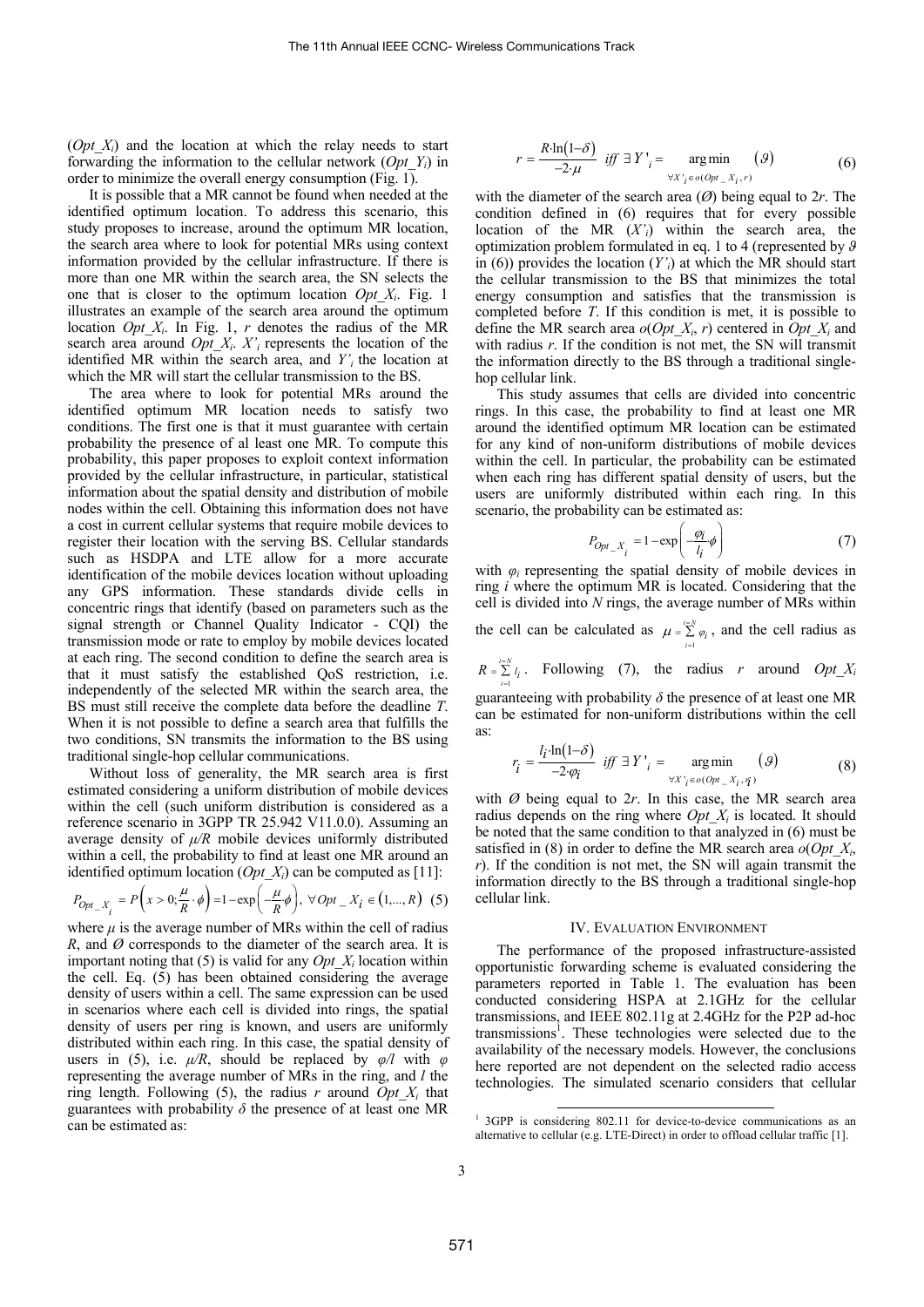($Opt\_X_i$) and the location at which the relay needs to start forwarding the information to the cellular network ($Opt\_Y_i$) in order to minimize the overall energy consumption (Fig. 1).

It is possible that a MR cannot be found when needed at the identified optimum location. To address this scenario, this study proposes to increase, around the optimum MR location, the search area where to look for potential MRs using context information provided by the cellular infrastructure. If there is more than one MR within the search area, the SN selects the one that is closer to the optimum location $Opt\_X_i$. Fig. 1 illustrates an example of the search area around the optimum location $Opt\_X_i$. In Fig. 1, $r$ denotes the radius of the MR search area around $Opt\_X_i$. $X'_i$ represents the location of the identified MR within the search area, and $Y'_i$ the location at which the MR will start the cellular transmission to the BS.

The area where to look for potential MRs around the identified optimum MR location needs to satisfy two conditions. The first one is that it must guarantee with certain probability the presence of al least one MR. To compute this probability, this paper proposes to exploit context information provided by the cellular infrastructure, in particular, statistical information about the spatial density and distribution of mobile nodes within the cell. Obtaining this information does not have a cost in current cellular systems that require mobile devices to register their location with the serving BS. Cellular standards such as HSDPA and LTE allow for a more accurate identification of the mobile devices location without uploading any GPS information. These standards divide cells in concentric rings that identify (based on parameters such as the signal strength or Channel Quality Indicator - CQI) the transmission mode or rate to employ by mobile devices located at each ring. The second condition to define the search area is that it must satisfy the established QoS restriction, i.e. independently of the selected MR within the search area, the BS must still receive the complete data before the deadline $T$. When it is not possible to define a search area that fulfills the two conditions, SN transmits the information to the BS using traditional single-hop cellular communications.

Without loss of generality, the MR search area is first estimated considering a uniform distribution of mobile devices within the cell (such uniform distribution is considered as a reference scenario in 3GPP TR 25.942 V11.0.0). Assuming an average density of $\mu/R$ mobile devices uniformly distributed within a cell, the probability to find at least one MR around an identified optimum location ($Opt\_X_i$) can be computed as [11]:

$$P_{Opt\_X_i} = P\left(x > 0; \frac{\mu}{R} \cdot \phi\right) = 1 - \exp\left(-\frac{\mu}{R}\phi\right), \; \forall Opt\_X_i \in (1,...,R) \quad (5)$$

where $\mu$ is the average number of MRs within the cell of radius $R$, and $\textit{Ø}$ corresponds to the diameter of the search area. It is important noting that (5) is valid for any $Opt\_X_i$ location within the cell. Eq. (5) has been obtained considering the average density of users within a cell. The same expression can be used in scenarios where each cell is divided into rings, the spatial density of users per ring is known, and users are uniformly distributed within each ring. In this case, the spatial density of users in (5), i.e. $\mu/R$, should be replaced by $\varphi/l$ with $\varphi$ representing the average number of MRs in the ring, and $l$ the ring length. Following (5), the radius $r$ around $Opt\_X_i$ that guarantees with probability $\delta$ the presence of at least one MR can be estimated as:

$$r = \frac{R \cdot \ln(1-\delta)}{-2 \cdot \mu} \;\; \textit{iff} \;\; \exists\, Y'_i = \underset{\forall X'_i \in o(Opt\_X_i, r)}{\arg\min} \; (\vartheta) \quad (6)$$

with the diameter of the search area ($\textit{Ø}$) being equal to $2r$. The condition defined in (6) requires that for every possible location of the MR ($X'_i$) within the search area, the optimization problem formulated in eq. 1 to 4 (represented by $\vartheta$ in (6)) provides the location ($Y'_i$) at which the MR should start the cellular transmission to the BS that minimizes the total energy consumption and satisfies that the transmission is completed before $T$. If this condition is met, it is possible to define the MR search area $o(Opt\_X_i, r)$ centered in $Opt\_X_i$ and with radius $r$. If the condition is not met, the SN will transmit the information directly to the BS through a traditional single-hop cellular link.

This study assumes that cells are divided into concentric rings. In this case, the probability to find at least one MR around the identified optimum MR location can be estimated for any kind of non-uniform distributions of mobile devices within the cell. In particular, the probability can be estimated when each ring has different spatial density of users, but the users are uniformly distributed within each ring. In this scenario, the probability can be estimated as:

$$P_{Opt\_X_i} = 1 - \exp\left(-\frac{\varphi_i}{l_i}\phi\right) \quad (7)$$

with $\varphi_i$ representing the spatial density of mobile devices in ring $i$ where the optimum MR is located. Considering that the cell is divided into $N$ rings, the average number of MRs within the cell can be calculated as $\mu = \sum_{i=1}^{i=N} \varphi_i$, and the cell radius as $R = \sum_{i=1}^{i=N} l_i$. Following (7), the radius $r$ around $Opt\_X_i$ guaranteeing with probability $\delta$ the presence of at least one MR can be estimated for non-uniform distributions within the cell as:

$$r_i = \frac{l_i \cdot \ln(1-\delta)}{-2 \cdot \varphi_i} \;\; \textit{iff} \;\; \exists\, Y'_i = \underset{\forall X'_i \in o(Opt\_X_i, r_i)}{\arg\min} \; (\vartheta) \quad (8)$$

with $\textit{Ø}$ being equal to $2r$. In this case, the MR search area radius depends on the ring where $Opt\_X_i$ is located. It should be noted that the same condition to that analyzed in (6) must be satisfied in (8) in order to define the MR search area $o(Opt\_X_i, r)$. If the condition is not met, the SN will again transmit the information directly to the BS through a traditional single-hop cellular link.

## IV. Evaluation Environment

The performance of the proposed infrastructure-assisted opportunistic forwarding scheme is evaluated considering the parameters reported in Table 1. The evaluation has been conducted considering HSPA at 2.1GHz for the cellular transmissions, and IEEE 802.11g at 2.4GHz for the P2P ad-hoc transmissions[1]. These technologies were selected due to the availability of the necessary models. However, the conclusions here reported are not dependent on the selected radio access technologies. The simulated scenario considers that cellular

[1] 3GPP is considering 802.11 for device-to-device communications as an alternative to cellular (e.g. LTE-Direct) in order to offload cellular traffic [1].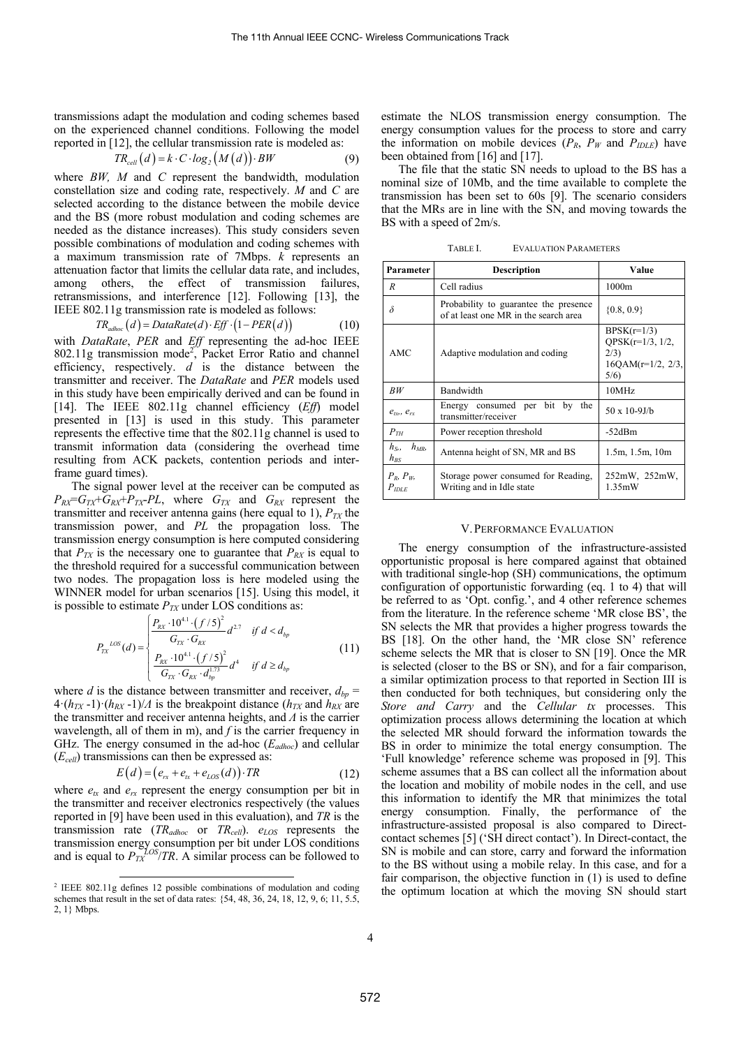transmissions adapt the modulation and coding schemes based on the experienced channel conditions. Following the model reported in [12], the cellular transmission rate is modeled as:

$$TR_{cell}(d) = k \cdot C \cdot log_2(M(d)) \cdot BW \tag{9}$$

where $BW$, $M$ and $C$ represent the bandwidth, modulation constellation size and coding rate, respectively. $M$ and $C$ are selected according to the distance between the mobile device and the BS (more robust modulation and coding schemes are needed as the distance increases). This study considers seven possible combinations of modulation and coding schemes with a maximum transmission rate of 7Mbps. $k$ represents an attenuation factor that limits the cellular data rate, and includes, among others, the effect of transmission failures, retransmissions, and interference [12]. Following [13], the IEEE 802.11g transmission rate is modeled as follows:

$$TR_{adhoc}(d) = DataRate(d) \cdot Eff \cdot (1 - PER(d)) \tag{10}$$

with *DataRate*, *PER* and *Eff* representing the ad-hoc IEEE 802.11g transmission mode[2], Packet Error Ratio and channel efficiency, respectively. $d$ is the distance between the transmitter and receiver. The *DataRate* and *PER* models used in this study have been empirically derived and can be found in [14]. The IEEE 802.11g channel efficiency (*Eff*) model presented in [13] is used in this study. This parameter represents the effective time that the 802.11g channel is used to transmit information data (considering the overhead time resulting from ACK packets, contention periods and inter-frame guard times).

The signal power level at the receiver can be computed as $P_{RX}=G_{TX}+G_{RX}+P_{TX}-PL$, where $G_{TX}$ and $G_{RX}$ represent the transmitter and receiver antenna gains (here equal to 1), $P_{TX}$ the transmission power, and $PL$ the propagation loss. The transmission energy consumption is here computed considering that $P_{TX}$ is the necessary one to guarantee that $P_{RX}$ is equal to the threshold required for a successful communication between two nodes. The propagation loss is here modeled using the WINNER model for urban scenarios [15]. Using this model, it is possible to estimate $P_{TX}$ under LOS conditions as:

$$P_{TX}^{LOS}(d) = \begin{cases} \dfrac{P_{RX} \cdot 10^{4.1} \cdot (f/5)^2}{G_{TX} \cdot G_{RX}} d^{2.7} & \text{if } d < d_{bp} \\ \dfrac{P_{RX} \cdot 10^{4.1} \cdot (f/5)^2}{G_{TX} \cdot G_{RX} \cdot d_{bp}^{1.73}} d^{4} & \text{if } d \geq d_{bp} \end{cases} \tag{11}$$

where $d$ is the distance between transmitter and receiver, $d_{bp} = 4 \cdot (h_{TX}-1) \cdot (h_{RX}-1)/\Lambda$ is the breakpoint distance ($h_{TX}$ and $h_{RX}$ are the transmitter and receiver antenna heights, and $\Lambda$ is the carrier wavelength, all of them in m), and $f$ is the carrier frequency in GHz. The energy consumed in the ad-hoc ($E_{adhoc}$) and cellular ($E_{cell}$) transmissions can then be expressed as:

$$E(d) = (e_{rx} + e_{tx} + e_{LOS}(d)) \cdot TR \tag{12}$$

where $e_{tx}$ and $e_{rx}$ represent the energy consumption per bit in the transmitter and receiver electronics respectively (the values reported in [9] have been used in this evaluation), and $TR$ is the transmission rate ($TR_{adhoc}$ or $TR_{cell}$). $e_{LOS}$ represents the transmission energy consumption per bit under LOS conditions and is equal to $P_{TX}^{LOS}/TR$. A similar process can be followed to estimate the NLOS transmission energy consumption. The energy consumption values for the process to store and carry the information on mobile devices ($P_R$, $P_W$ and $P_{IDLE}$) have been obtained from [16] and [17].

The file that the static SN needs to upload to the BS has a nominal size of 10Mb, and the time available to complete the transmission has been set to 60s [9]. The scenario considers that the MRs are in line with the SN, and moving towards the BS with a speed of 2m/s.

TABLE I. EVALUATION PARAMETERS

| Parameter | Description | Value |
|---|---|---|
| $R$ | Cell radius | 1000m |
| $\delta$ | Probability to guarantee the presence of at least one MR in the search area | {0.8, 0.9} |
| AMC | Adaptive modulation and coding | BPSK(r=1/3) QPSK(r=1/3, 1/2, 2/3) 16QAM(r=1/2, 2/3, 5/6) |
| $BW$ | Bandwidth | 10MHz |
| $e_{tx}$, $e_{rx}$ | Energy consumed per bit by the transmitter/receiver | 50 x 10-9J/b |
| $P_{TH}$ | Power reception threshold | -52dBm |
| $h_S$, $h_{MR}$, $h_{BS}$ | Antenna height of SN, MR and BS | 1.5m, 1.5m, 10m |
| $P_R$, $P_W$, $P_{IDLE}$ | Storage power consumed for Reading, Writing and in Idle state | 252mW, 252mW, 1.35mW |

## V. PERFORMANCE EVALUATION

The energy consumption of the infrastructure-assisted opportunistic proposal is here compared against that obtained with traditional single-hop (SH) communications, the optimum configuration of opportunistic forwarding (eq. 1 to 4) that will be referred to as 'Opt. config.', and 4 other reference schemes from the literature. In the reference scheme 'MR close BS', the SN selects the MR that provides a higher progress towards the BS [18]. On the other hand, the 'MR close SN' reference scheme selects the MR that is closer to SN [19]. Once the MR is selected (closer to the BS or SN), and for a fair comparison, a similar optimization process to that reported in Section III is then conducted for both techniques, but considering only the *Store and Carry* and the *Cellular tx* processes. This optimization process allows determining the location at which the selected MR should forward the information towards the BS in order to minimize the total energy consumption. The 'Full knowledge' reference scheme was proposed in [9]. This scheme assumes that a BS can collect all the information about the location and mobility of mobile nodes in the cell, and use this information to identify the MR that minimizes the total energy consumption. Finally, the performance of the infrastructure-assisted proposal is also compared to Direct-contact schemes [5] ('SH direct contact'). In Direct-contact, the SN is mobile and can store, carry and forward the information to the BS without using a mobile relay. In this case, and for a fair comparison, the objective function in (1) is used to define the optimum location at which the moving SN should start

[2] IEEE 802.11g defines 12 possible combinations of modulation and coding schemes that result in the set of data rates: {54, 48, 36, 24, 18, 12, 9, 6; 11, 5.5, 2, 1} Mbps.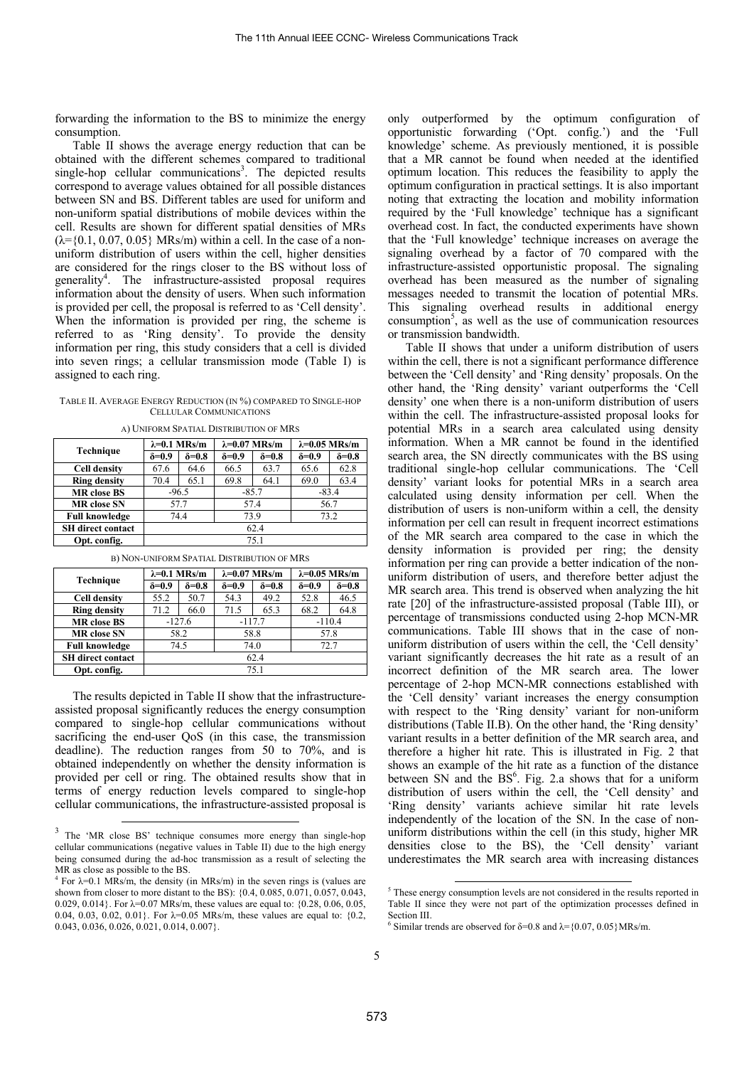forwarding the information to the BS to minimize the energy consumption.

Table II shows the average energy reduction that can be obtained with the different schemes compared to traditional single-hop cellular communications[3]. The depicted results correspond to average values obtained for all possible distances between SN and BS. Different tables are used for uniform and non-uniform spatial distributions of mobile devices within the cell. Results are shown for different spatial densities of MRs ($\lambda$={0.1, 0.07, 0.05} MRs/m) within a cell. In the case of a non-uniform distribution of users within the cell, higher densities are considered for the rings closer to the BS without loss of generality[4]. The infrastructure-assisted proposal requires information about the density of users. When such information is provided per cell, the proposal is referred to as 'Cell density'. When the information is provided per ring, the scheme is referred to as 'Ring density'. To provide the density information per ring, this study considers that a cell is divided into seven rings; a cellular transmission mode (Table I) is assigned to each ring.

TABLE II. AVERAGE ENERGY REDUCTION (IN %) COMPARED TO SINGLE-HOP CELLULAR COMMUNICATIONS

A) UNIFORM SPATIAL DISTRIBUTION OF MRS

| Technique | $\lambda$=0.1 MRs/m | | $\lambda$=0.07 MRs/m | | $\lambda$=0.05 MRs/m | |
|---|---|---|---|---|---|---|
| | $\delta$=0.9 | $\delta$=0.8 | $\delta$=0.9 | $\delta$=0.8 | $\delta$=0.9 | $\delta$=0.8 |
| **Cell density** | 67.6 | 64.6 | 66.5 | 63.7 | 65.6 | 62.8 |
| **Ring density** | 70.4 | 65.1 | 69.8 | 64.1 | 69.0 | 63.4 |
| **MR close BS** | -96.5 | | -85.7 | | -83.4 | |
| **MR close SN** | 57.7 | | 57.4 | | 56.7 | |
| **Full knowledge** | 74.4 | | 73.9 | | 73.2 | |
| **SH direct contact** | 62.4 | | | | | |
| **Opt. config.** | 75.1 | | | | | |

B) NON-UNIFORM SPATIAL DISTRIBUTION OF MRS

| Technique | $\lambda$=0.1 MRs/m | | $\lambda$=0.07 MRs/m | | $\lambda$=0.05 MRs/m | |
|---|---|---|---|---|---|---|
| | $\delta$=0.9 | $\delta$=0.8 | $\delta$=0.9 | $\delta$=0.8 | $\delta$=0.9 | $\delta$=0.8 |
| **Cell density** | 55.2 | 50.7 | 54.3 | 49.2 | 52.8 | 46.5 |
| **Ring density** | 71.2 | 66.0 | 71.5 | 65.3 | 68.2 | 64.8 |
| **MR close BS** | -127.6 | | -117.7 | | -110.4 | |
| **MR close SN** | 58.2 | | 58.8 | | 57.8 | |
| **Full knowledge** | 74.5 | | 74.0 | | 72.7 | |
| **SH direct contact** | 62.4 | | | | | |
| **Opt. config.** | 75.1 | | | | | |

The results depicted in Table II show that the infrastructure-assisted proposal significantly reduces the energy consumption compared to single-hop cellular communications without sacrificing the end-user QoS (in this case, the transmission deadline). The reduction ranges from 50 to 70%, and is obtained independently on whether the density information is provided per cell or ring. The obtained results show that in terms of energy reduction levels compared to single-hop cellular communications, the infrastructure-assisted proposal is only outperformed by the optimum configuration of opportunistic forwarding ('Opt. config.') and the 'Full knowledge' scheme. As previously mentioned, it is possible that a MR cannot be found when needed at the identified optimum location. This reduces the feasibility to apply the optimum configuration in practical settings. It is also important noting that extracting the location and mobility information required by the 'Full knowledge' technique has a significant overhead cost. In fact, the conducted experiments have shown that the 'Full knowledge' technique increases on average the signaling overhead by a factor of 70 compared with the infrastructure-assisted opportunistic proposal. The signaling overhead has been measured as the number of signaling messages needed to transmit the location of potential MRs. This signaling overhead results in additional energy consumption[5], as well as the use of communication resources or transmission bandwidth.

Table II shows that under a uniform distribution of users within the cell, there is not a significant performance difference between the 'Cell density' and 'Ring density' proposals. On the other hand, the 'Ring density' variant outperforms the 'Cell density' one when there is a non-uniform distribution of users within the cell. The infrastructure-assisted proposal looks for potential MRs in a search area calculated using density information. When a MR cannot be found in the identified search area, the SN directly communicates with the BS using traditional single-hop cellular communications. The 'Cell density' variant looks for potential MRs in a search area calculated using density information per cell. When the distribution of users is non-uniform within a cell, the density information per cell can result in frequent incorrect estimations of the MR search area compared to the case in which the density information is provided per ring; the density information per ring can provide a better indication of the non-uniform distribution of users, and therefore better adjust the MR search area. This trend is observed when analyzing the hit rate [20] of the infrastructure-assisted proposal (Table III), or percentage of transmissions conducted using 2-hop MCN-MR communications. Table III shows that in the case of non-uniform distribution of users within the cell, the 'Cell density' variant significantly decreases the hit rate as a result of an incorrect definition of the MR search area. The lower percentage of 2-hop MCN-MR connections established with the 'Cell density' variant increases the energy consumption with respect to the 'Ring density' variant for non-uniform distributions (Table II.B). On the other hand, the 'Ring density' variant results in a better definition of the MR search area, and therefore a higher hit rate. This is illustrated in Fig. 2 that shows an example of the hit rate as a function of the distance between SN and the BS[6]. Fig. 2.a shows that for a uniform distribution of users within the cell, the 'Cell density' and 'Ring density' variants achieve similar hit rate levels independently of the location of the SN. In the case of non-uniform distributions within the cell (in this study, higher MR densities close to the BS), the 'Cell density' variant underestimates the MR search area with increasing distances

[3] The 'MR close BS' technique consumes more energy than single-hop cellular communications (negative values in Table II) due to the high energy being consumed during the ad-hoc transmission as a result of selecting the MR as close as possible to the BS.

[4] For $\lambda$=0.1 MRs/m, the density (in MRs/m) in the seven rings is (values are shown from closer to more distant to the BS): {0.4, 0.085, 0.071, 0.057, 0.043, 0.029, 0.014}. For $\lambda$=0.07 MRs/m, these values are equal to: {0.28, 0.06, 0.05, 0.04, 0.03, 0.02, 0.01}. For $\lambda$=0.05 MRs/m, these values are equal to: {0.2, 0.043, 0.036, 0.026, 0.021, 0.014, 0.007}.

[5] These energy consumption levels are not considered in the results reported in Table II since they were not part of the optimization processes defined in Section III.

[6] Similar trends are observed for $\delta$=0.8 and $\lambda$={0.07, 0.05}MRs/m.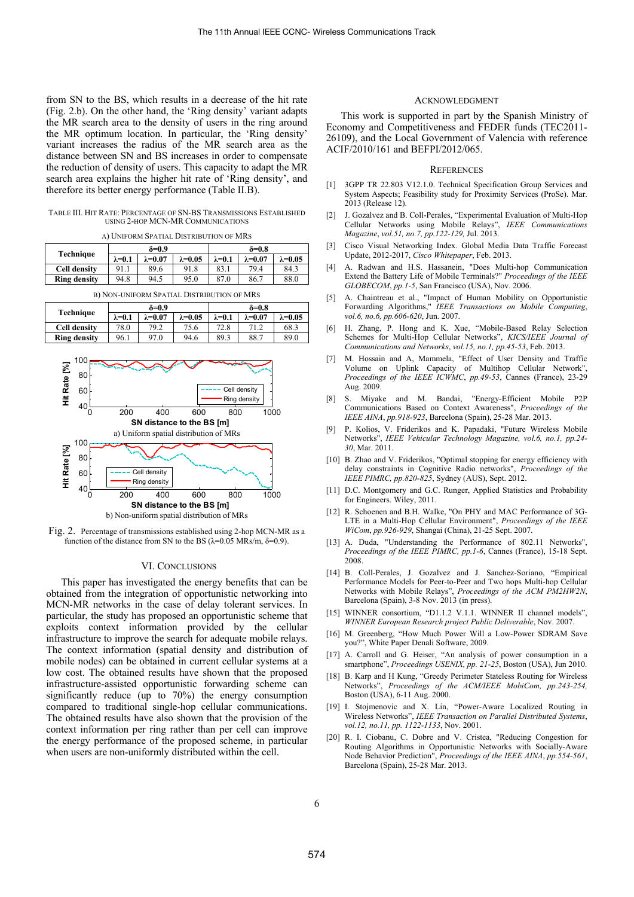from SN to the BS, which results in a decrease of the hit rate (Fig. 2.b). On the other hand, the 'Ring density' variant adapts the MR search area to the density of users in the ring around the MR optimum location. In particular, the 'Ring density' variant increases the radius of the MR search area as the distance between SN and BS increases in order to compensate the reduction of density of users. This capacity to adapt the MR search area explains the higher hit rate of 'Ring density', and therefore its better energy performance (Table II.B).

TABLE III. HIT RATE: PERCENTAGE OF SN-BS TRANSMISSIONS ESTABLISHED USING 2-HOP MCN-MR COMMUNICATIONS

A) UNIFORM SPATIAL DISTRIBUTION OF MRS

| Technique | δ=0.9 | | | δ=0.8 | | |
|---|---|---|---|---|---|---|
| | λ=0.1 | λ=0.07 | λ=0.05 | λ=0.1 | λ=0.07 | λ=0.05 |
| **Cell density** | 91.1 | 89.6 | 91.8 | 83.1 | 79.4 | 84.3 |
| **Ring density** | 94.8 | 94.5 | 95.0 | 87.0 | 86.7 | 88.0 |

B) NON-UNIFORM SPATIAL DISTRIBUTION OF MRS

| Technique | δ=0.9 | | | δ=0.8 | | |
|---|---|---|---|---|---|---|
| | λ=0.1 | λ=0.07 | λ=0.05 | λ=0.1 | λ=0.07 | λ=0.05 |
| **Cell density** | 78.0 | 79.2 | 75.6 | 72.8 | 71.2 | 68.3 |
| **Ring density** | 96.1 | 97.0 | 94.6 | 89.3 | 88.7 | 89.0 |

Hit Rate [%]
100
80
60
40
0 200 400 600 800 1000
SN distance to the BS [m]
Cell density
Ring density

a) Uniform spatial distribution of MRs

Hit Rate [%]
100
80
60
40
0 200 400 600 800 1000
SN distance to the BS [m]
Cell density
Ring density

b) Non-uniform spatial distribution of MRs

Fig. 2. Percentage of transmissions established using 2-hop MCN-MR as a function of the distance from SN to the BS (λ=0.05 MRs/m, δ=0.9).

## VI. CONCLUSIONS

This paper has investigated the energy benefits that can be obtained from the integration of opportunistic networking into MCN-MR networks in the case of delay tolerant services. In particular, the study has proposed an opportunistic scheme that exploits context information provided by the cellular infrastructure to improve the search for adequate mobile relays. The context information (spatial density and distribution of mobile nodes) can be obtained in current cellular systems at a low cost. The obtained results have shown that the proposed infrastructure-assisted opportunistic forwarding scheme can significantly reduce (up to 70%) the energy consumption compared to traditional single-hop cellular communications. The obtained results have also shown that the provision of the context information per ring rather than per cell can improve the energy performance of the proposed scheme, in particular when users are non-uniformly distributed within the cell.

## ACKNOWLEDGMENT

This work is supported in part by the Spanish Ministry of Economy and Competitiveness and FEDER funds (TEC2011-26109), and the Local Government of Valencia with reference ACIF/2010/161 and BEFPI/2012/065.

## REFERENCES

[1] 3GPP TR 22.803 V12.1.0. Technical Specification Group Services and System Aspects; Feasibility study for Proximity Services (ProSe). Mar. 2013 (Release 12).

[2] J. Gozalvez and B. Coll-Perales, "Experimental Evaluation of Multi-Hop Cellular Networks using Mobile Relays", *IEEE Communications Magazine*, *vol.51, no.7, pp.122-129*, Jul. 2013.

[3] Cisco Visual Networking Index. Global Media Data Traffic Forecast Update, 2012-2017, *Cisco Whitepaper*, Feb. 2013.

[4] A. Radwan and H.S. Hassanein, "Does Multi-hop Communication Extend the Battery Life of Mobile Terminals?" *Proceedings of the IEEE GLOBECOM*, *pp.1-5*, San Francisco (USA), Nov. 2006.

[5] A. Chaintreau et al., "Impact of Human Mobility on Opportunistic Forwarding Algorithms," *IEEE Transactions on Mobile Computing*, *vol.6, no.6, pp.606-620*, Jun. 2007.

[6] H. Zhang, P. Hong and K. Xue, "Mobile-Based Relay Selection Schemes for Multi-Hop Cellular Networks", *KICS/IEEE Journal of Communications and Networks*, *vol.15, no.1, pp.45-53*, Feb. 2013.

[7] M. Hossain and A, Mammela, "Effect of User Density and Traffic Volume on Uplink Capacity of Multihop Cellular Network", *Proceedings of the IEEE ICWMC*, *pp.49-53*, Cannes (France), 23-29 Aug. 2009.

[8] S. Miyake and M. Bandai, "Energy-Efficient Mobile P2P Communications Based on Context Awareness", *Proceedings of the IEEE AINA*, *pp.918-923*, Barcelona (Spain), 25-28 Mar. 2013.

[9] P. Kolios, V. Friderikos and K. Papadaki, "Future Wireless Mobile Networks", *IEEE Vehicular Technology Magazine, vol.6, no.1, pp.24-30*, Mar. 2011.

[10] B. Zhao and V. Friderikos, "Optimal stopping for energy efficiency with delay constraints in Cognitive Radio networks", *Proceedings of the IEEE PIMRC, pp.820-825*, Sydney (AUS), Sept. 2012.

[11] D.C. Montgomery and G.C. Runger, Applied Statistics and Probability for Engineers. Wiley, 2011.

[12] R. Schoenen and B.H. Walke, "On PHY and MAC Performance of 3G-LTE in a Multi-Hop Cellular Environment", *Proceedings of the IEEE WiCom*, *pp.926-929*, Shangai (China), 21-25 Sept. 2007.

[13] A. Duda, "Understanding the Performance of 802.11 Networks", *Proceedings of the IEEE PIMRC, pp.1-6*, Cannes (France), 15-18 Sept. 2008.

[14] B. Coll-Perales, J. Gozalvez and J. Sanchez-Soriano, "Empirical Performance Models for Peer-to-Peer and Two hops Multi-hop Cellular Networks with Mobile Relays", *Proceedings of the ACM PM2HW2N*, Barcelona (Spain), 3-8 Nov. 2013 (in press).

[15] WINNER consortium, "D1.1.2 V.1.1. WINNER II channel models", *WINNER European Research project Public Deliverable*, Nov. 2007.

[16] M. Greenberg, "How Much Power Will a Low-Power SDRAM Save you?", White Paper Denali Software, 2009.

[17] A. Carroll and G. Heiser, "An analysis of power consumption in a smartphone", *Proceedings USENIX, pp. 21-25*, Boston (USA), Jun 2010.

[18] B. Karp and H Kung, "Greedy Perimeter Stateless Routing for Wireless Networks", *Proceedings of the ACM/IEEE MobiCom, pp.243-254,* Boston (USA), 6-11 Aug. 2000.

[19] I. Stojmenovic and X. Lin, "Power-Aware Localized Routing in Wireless Networks", *IEEE Transaction on Parallel Distributed Systems*, *vol.12, no.11, pp. 1122-1133*, Nov. 2001.

[20] R. I. Ciobanu, C. Dobre and V. Cristea, "Reducing Congestion for Routing Algorithms in Opportunistic Networks with Socially-Aware Node Behavior Prediction", *Proceedings of the IEEE AINA*, *pp.554-561*, Barcelona (Spain), 25-28 Mar. 2013.